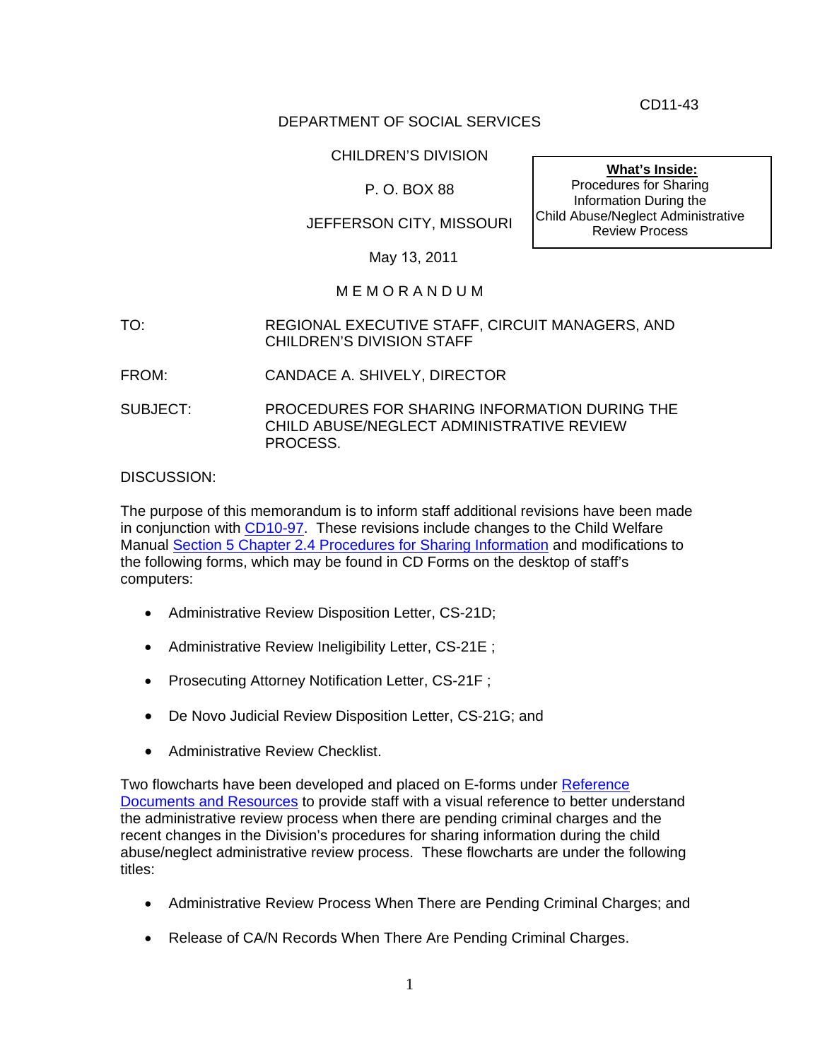CD11-43

DEPARTMENT OF SOCIAL SERVICES

CHILDREN'S DIVISION

P. O. BOX 88

JEFFERSON CITY, MISSOURI

May 13, 2011

**What's Inside:**
Procedures for Sharing Information During the Child Abuse/Neglect Administrative Review Process

M E M O R A N D U M

TO: REGIONAL EXECUTIVE STAFF, CIRCUIT MANAGERS, AND CHILDREN'S DIVISION STAFF

FROM: CANDACE A. SHIVELY, DIRECTOR

SUBJECT: PROCEDURES FOR SHARING INFORMATION DURING THE CHILD ABUSE/NEGLECT ADMINISTRATIVE REVIEW PROCESS.

DISCUSSION:

The purpose of this memorandum is to inform staff additional revisions have been made in conjunction with CD10-97. These revisions include changes to the Child Welfare Manual Section 5 Chapter 2.4 Procedures for Sharing Information and modifications to the following forms, which may be found in CD Forms on the desktop of staff's computers:

- Administrative Review Disposition Letter, CS-21D;
- Administrative Review Ineligibility Letter, CS-21E ;
- Prosecuting Attorney Notification Letter, CS-21F ;
- De Novo Judicial Review Disposition Letter, CS-21G; and
- Administrative Review Checklist.

Two flowcharts have been developed and placed on E-forms under Reference Documents and Resources to provide staff with a visual reference to better understand the administrative review process when there are pending criminal charges and the recent changes in the Division's procedures for sharing information during the child abuse/neglect administrative review process. These flowcharts are under the following titles:

- Administrative Review Process When There are Pending Criminal Charges; and
- Release of CA/N Records When There Are Pending Criminal Charges.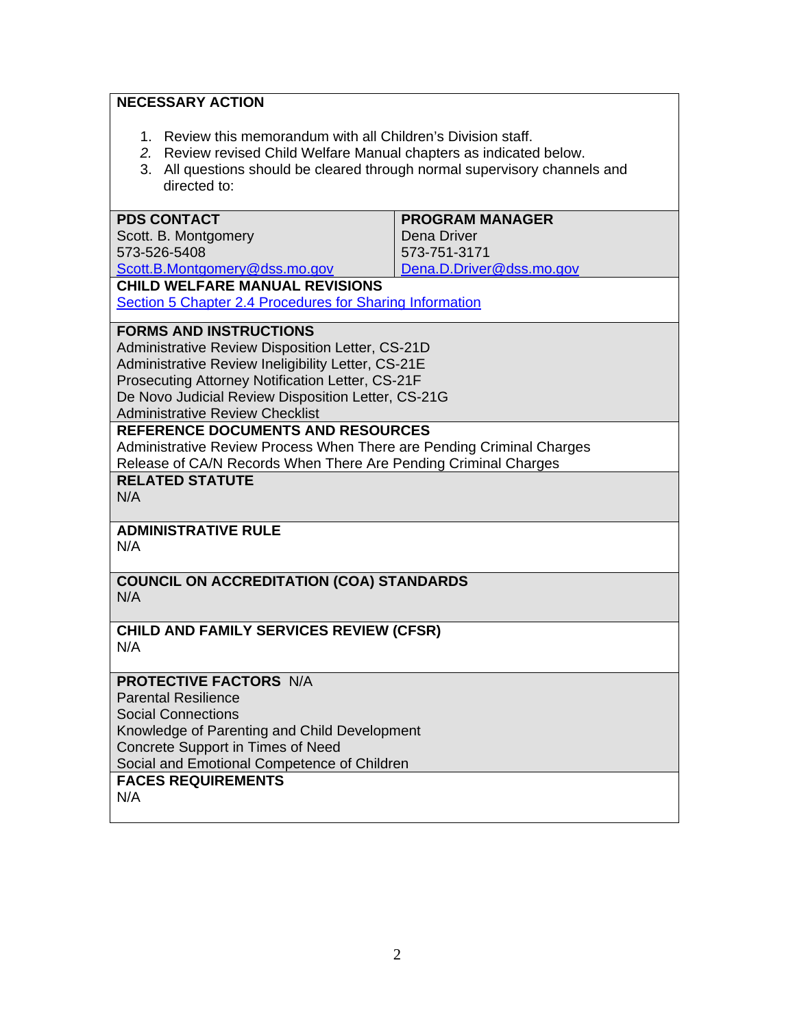**NECESSARY ACTION**

1. Review this memorandum with all Children's Division staff.
2. Review revised Child Welfare Manual chapters as indicated below.
3. All questions should be cleared through normal supervisory channels and directed to:

| PDS CONTACT | PROGRAM MANAGER |
| --- | --- |
| Scott. B. Montgomery<br>573-526-5408<br>Scott.B.Montgomery@dss.mo.gov | Dena Driver<br>573-751-3171<br>Dena.D.Driver@dss.mo.gov |

**CHILD WELFARE MANUAL REVISIONS**

Section 5 Chapter 2.4 Procedures for Sharing Information

**FORMS AND INSTRUCTIONS**

Administrative Review Disposition Letter, CS-21D
Administrative Review Ineligibility Letter, CS-21E
Prosecuting Attorney Notification Letter, CS-21F
De Novo Judicial Review Disposition Letter, CS-21G
Administrative Review Checklist

**REFERENCE DOCUMENTS AND RESOURCES**

Administrative Review Process When There are Pending Criminal Charges
Release of CA/N Records When There Are Pending Criminal Charges

**RELATED STATUTE**

N/A

**ADMINISTRATIVE RULE**

N/A

**COUNCIL ON ACCREDITATION (COA) STANDARDS**

N/A

**CHILD AND FAMILY SERVICES REVIEW (CFSR)**

N/A

**PROTECTIVE FACTORS** N/A

Parental Resilience
Social Connections
Knowledge of Parenting and Child Development
Concrete Support in Times of Need
Social and Emotional Competence of Children

**FACES REQUIREMENTS**

N/A